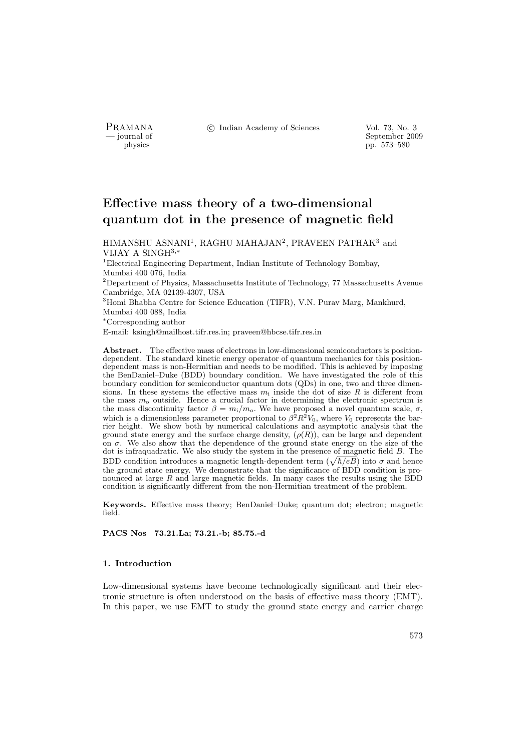# Effective mass theory of a two-dimensional quantum dot in the presence of magnetic field

HIMANSHU ASNANI[1], RAGHU MAHAJAN[2], PRAVEEN PATHAK[3] and VIJAY A SINGH[3,*]

[1]Electrical Engineering Department, Indian Institute of Technology Bombay, Mumbai 400 076, India

[2]Department of Physics, Massachusetts Institute of Technology, 77 Massachusetts Avenue Cambridge, MA 02139-4307, USA

[3]Homi Bhabha Centre for Science Education (TIFR), V.N. Purav Marg, Mankhurd, Mumbai 400 088, India

[*]Corresponding author

E-mail: ksingh@mailhost.tifr.res.in; praveen@hbcse.tifr.res.in

**Abstract.** The effective mass of electrons in low-dimensional semiconductors is position-dependent. The standard kinetic energy operator of quantum mechanics for this position-dependent mass is non-Hermitian and needs to be modified. This is achieved by imposing the BenDaniel–Duke (BDD) boundary condition. We have investigated the role of this boundary condition for semiconductor quantum dots (QDs) in one, two and three dimensions. In these systems the effective mass $m_\mathrm{i}$ inside the dot of size $R$ is different from the mass $m_\mathrm{o}$ outside. Hence a crucial factor in determining the electronic spectrum is the mass discontinuity factor $\beta = m_\mathrm{i}/m_\mathrm{o}$. We have proposed a novel quantum scale, $\sigma$, which is a dimensionless parameter proportional to $\beta^2 R^2 V_0$, where $V_0$ represents the barrier height. We show both by numerical calculations and asymptotic analysis that the ground state energy and the surface charge density, $(\rho(R))$, can be large and dependent on $\sigma$. We also show that the dependence of the ground state energy on the size of the dot is infraquadratic. We also study the system in the presence of magnetic field $B$. The BDD condition introduces a magnetic length-dependent term $(\sqrt{\hbar/eB})$ into $\sigma$ and hence the ground state energy. We demonstrate that the significance of BDD condition is pronounced at large $R$ and large magnetic fields. In many cases the results using the BDD condition is significantly different from the non-Hermitian treatment of the problem.

**Keywords.** Effective mass theory; BenDaniel–Duke; quantum dot; electron; magnetic field.

**PACS Nos 73.21.La; 73.21.-b; 85.75.-d**

## 1. Introduction

Low-dimensional systems have become technologically significant and their electronic structure is often understood on the basis of effective mass theory (EMT). In this paper, we use EMT to study the ground state energy and carrier charge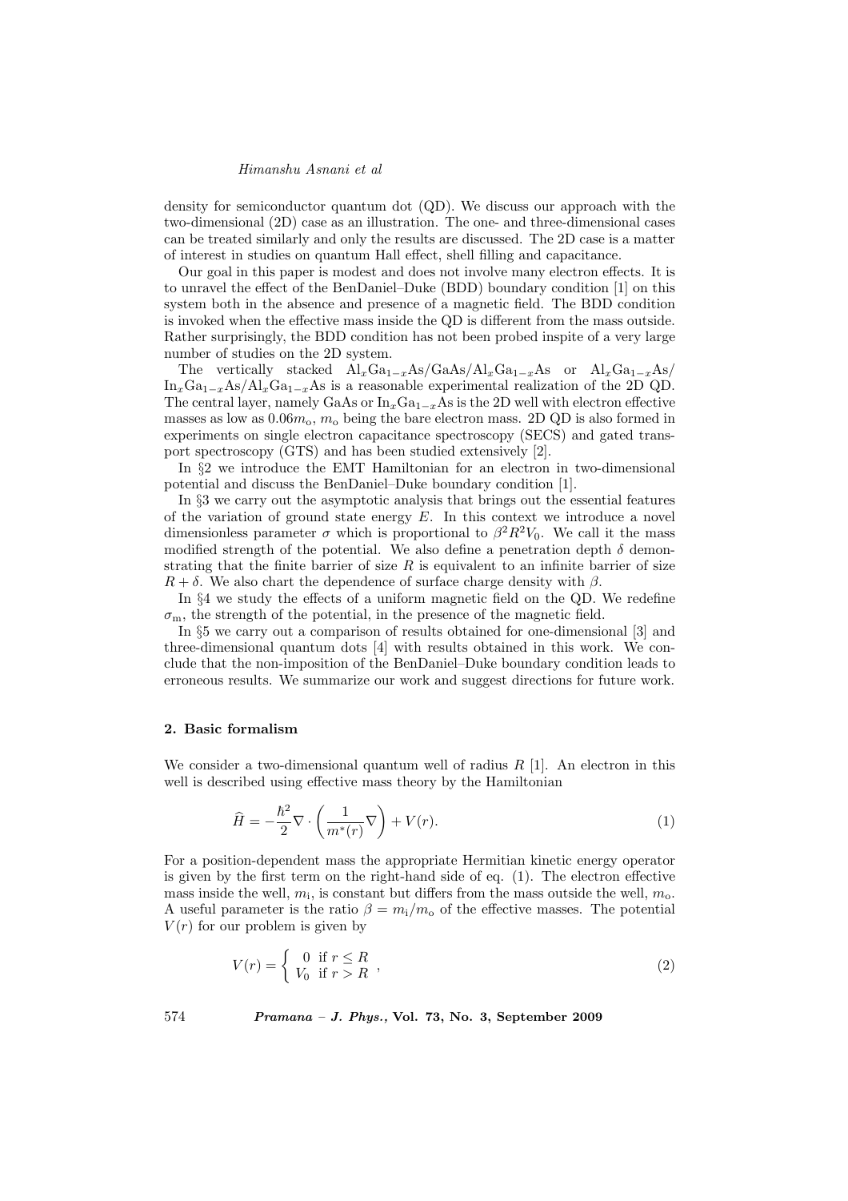density for semiconductor quantum dot (QD). We discuss our approach with the two-dimensional (2D) case as an illustration. The one- and three-dimensional cases can be treated similarly and only the results are discussed. The 2D case is a matter of interest in studies on quantum Hall effect, shell filling and capacitance.

Our goal in this paper is modest and does not involve many electron effects. It is to unravel the effect of the BenDaniel–Duke (BDD) boundary condition [1] on this system both in the absence and presence of a magnetic field. The BDD condition is invoked when the effective mass inside the QD is different from the mass outside. Rather surprisingly, the BDD condition has not been probed inspite of a very large number of studies on the 2D system.

The vertically stacked $Al_xGa_{1-x}As/GaAs/Al_xGa_{1-x}As$ or $Al_xGa_{1-x}As/In_xGa_{1-x}As/Al_xGa_{1-x}As$ is a reasonable experimental realization of the 2D QD. The central layer, namely GaAs or $In_xGa_{1-x}As$ is the 2D well with electron effective masses as low as $0.06m_o$, $m_o$ being the bare electron mass. 2D QD is also formed in experiments on single electron capacitance spectroscopy (SECS) and gated transport spectroscopy (GTS) and has been studied extensively [2].

In §2 we introduce the EMT Hamiltonian for an electron in two-dimensional potential and discuss the BenDaniel–Duke boundary condition [1].

In §3 we carry out the asymptotic analysis that brings out the essential features of the variation of ground state energy $E$. In this context we introduce a novel dimensionless parameter $\sigma$ which is proportional to $\beta^2 R^2 V_0$. We call it the mass modified strength of the potential. We also define a penetration depth $\delta$ demonstrating that the finite barrier of size $R$ is equivalent to an infinite barrier of size $R + \delta$. We also chart the dependence of surface charge density with $\beta$.

In §4 we study the effects of a uniform magnetic field on the QD. We redefine $\sigma_m$, the strength of the potential, in the presence of the magnetic field.

In §5 we carry out a comparison of results obtained for one-dimensional [3] and three-dimensional quantum dots [4] with results obtained in this work. We conclude that the non-imposition of the BenDaniel–Duke boundary condition leads to erroneous results. We summarize our work and suggest directions for future work.

## 2. Basic formalism

We consider a two-dimensional quantum well of radius $R$ [1]. An electron in this well is described using effective mass theory by the Hamiltonian

$$\widehat{H} = -\frac{\hbar^2}{2}\nabla \cdot \left(\frac{1}{m^*(r)}\nabla\right) + V(r). \tag{1}$$

For a position-dependent mass the appropriate Hermitian kinetic energy operator is given by the first term on the right-hand side of eq. (1). The electron effective mass inside the well, $m_i$, is constant but differs from the mass outside the well, $m_o$. A useful parameter is the ratio $\beta = m_i/m_o$ of the effective masses. The potential $V(r)$ for our problem is given by

$$V(r) = \begin{cases} 0 & \text{if } r \leq R \\ V_0 & \text{if } r > R \end{cases}, \tag{2}$$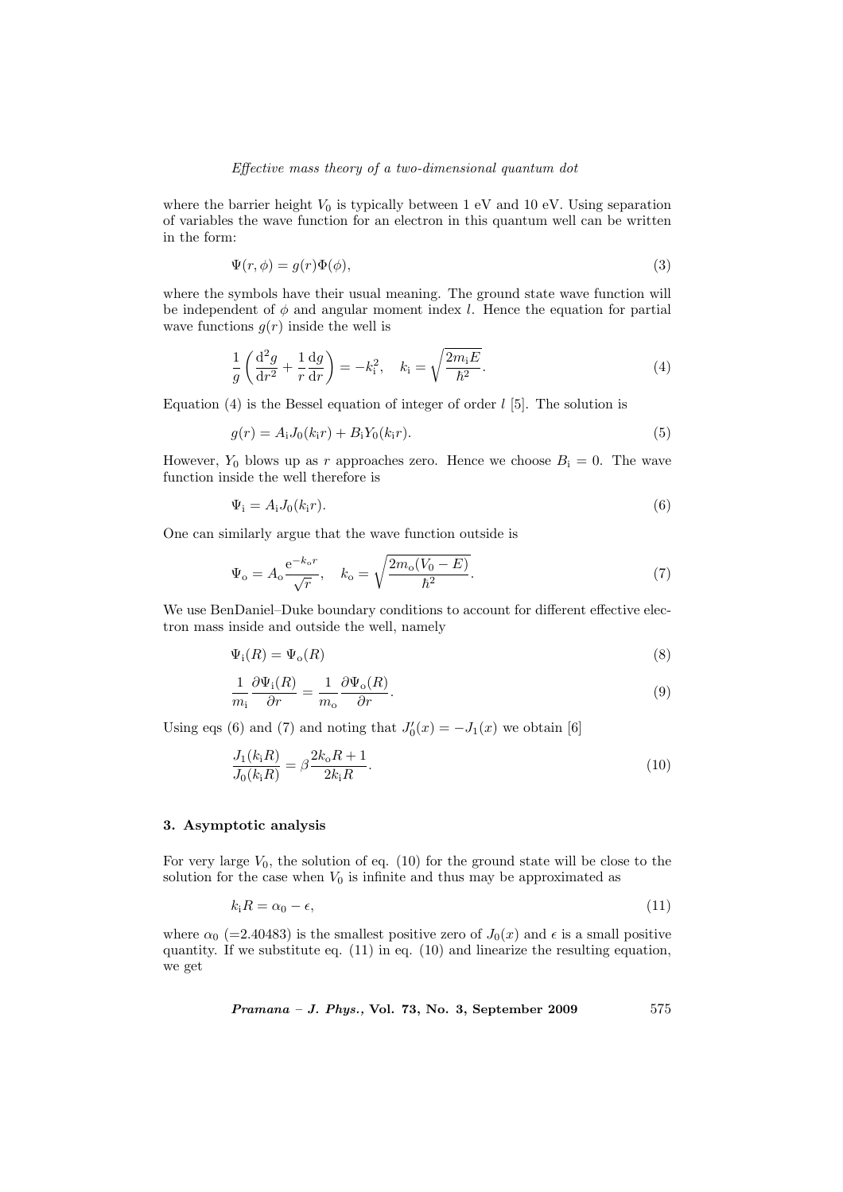where the barrier height $V_0$ is typically between 1 eV and 10 eV. Using separation of variables the wave function for an electron in this quantum well can be written in the form:

$$\Psi(r, \phi) = g(r)\Phi(\phi), \tag{3}$$

where the symbols have their usual meaning. The ground state wave function will be independent of $\phi$ and angular moment index $l$. Hence the equation for partial wave functions $g(r)$ inside the well is

$$\frac{1}{g}\left(\frac{\mathrm{d}^2 g}{\mathrm{d}r^2} + \frac{1}{r}\frac{\mathrm{d}g}{\mathrm{d}r}\right) = -k_{\mathrm{i}}^2, \quad k_{\mathrm{i}} = \sqrt{\frac{2m_{\mathrm{i}}E}{\hbar^2}}. \tag{4}$$

Equation (4) is the Bessel equation of integer of order $l$ [5]. The solution is

$$g(r) = A_{\mathrm{i}}J_0(k_{\mathrm{i}}r) + B_{\mathrm{i}}Y_0(k_{\mathrm{i}}r). \tag{5}$$

However, $Y_0$ blows up as $r$ approaches zero. Hence we choose $B_{\mathrm{i}} = 0$. The wave function inside the well therefore is

$$\Psi_{\mathrm{i}} = A_{\mathrm{i}}J_0(k_{\mathrm{i}}r). \tag{6}$$

One can similarly argue that the wave function outside is

$$\Psi_{\mathrm{o}} = A_{\mathrm{o}}\frac{\mathrm{e}^{-k_{\mathrm{o}}r}}{\sqrt{r}}, \quad k_{\mathrm{o}} = \sqrt{\frac{2m_{\mathrm{o}}(V_0 - E)}{\hbar^2}}. \tag{7}$$

We use BenDaniel–Duke boundary conditions to account for different effective electron mass inside and outside the well, namely

$$\Psi_{\mathrm{i}}(R) = \Psi_{\mathrm{o}}(R) \tag{8}$$

$$\frac{1}{m_{\mathrm{i}}}\frac{\partial \Psi_{\mathrm{i}}(R)}{\partial r} = \frac{1}{m_{\mathrm{o}}}\frac{\partial \Psi_{\mathrm{o}}(R)}{\partial r}. \tag{9}$$

Using eqs (6) and (7) and noting that $J_0'(x) = -J_1(x)$ we obtain [6]

$$\frac{J_1(k_{\mathrm{i}}R)}{J_0(k_{\mathrm{i}}R)} = \beta\frac{2k_{\mathrm{o}}R + 1}{2k_{\mathrm{i}}R}. \tag{10}$$

## 3. Asymptotic analysis

For very large $V_0$, the solution of eq. (10) for the ground state will be close to the solution for the case when $V_0$ is infinite and thus may be approximated as

$$k_{\mathrm{i}}R = \alpha_0 - \epsilon, \tag{11}$$

where $\alpha_0$ (=2.40483) is the smallest positive zero of $J_0(x)$ and $\epsilon$ is a small positive quantity. If we substitute eq. (11) in eq. (10) and linearize the resulting equation, we get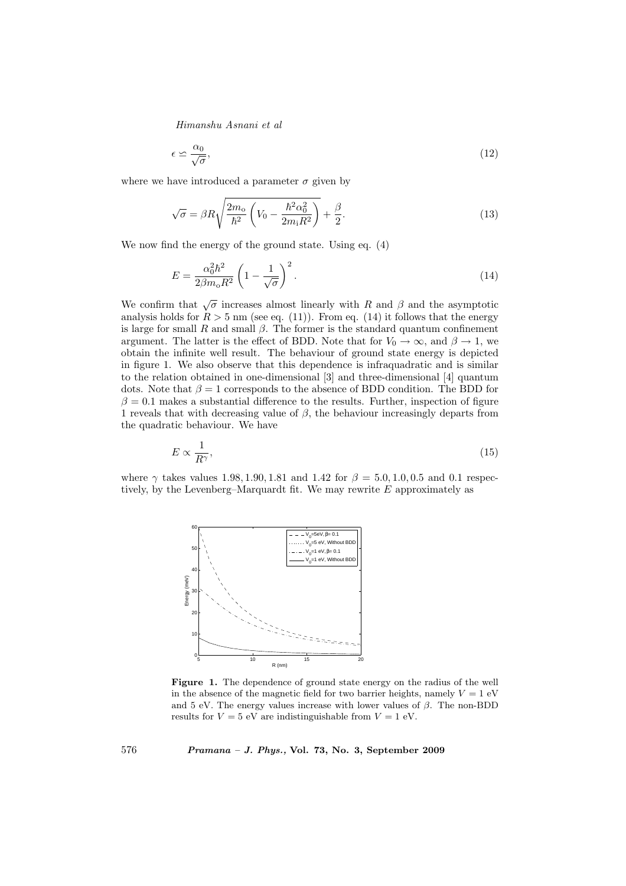$$\epsilon \backsimeq \frac{\alpha_0}{\sqrt{\sigma}}, \tag{12}$$

where we have introduced a parameter $\sigma$ given by

$$\sqrt{\sigma} = \beta R \sqrt{\frac{2m_{\rm o}}{\hbar^2}\left(V_0 - \frac{\hbar^2 \alpha_0^2}{2m_{\rm i} R^2}\right)} + \frac{\beta}{2}. \tag{13}$$

We now find the energy of the ground state. Using eq. (4)

$$E = \frac{\alpha_0^2 \hbar^2}{2\beta m_{\rm o} R^2}\left(1 - \frac{1}{\sqrt{\sigma}}\right)^2. \tag{14}$$

We confirm that $\sqrt{\sigma}$ increases almost linearly with $R$ and $\beta$ and the asymptotic analysis holds for $R > 5$ nm (see eq. (11)). From eq. (14) it follows that the energy is large for small $R$ and small $\beta$. The former is the standard quantum confinement argument. The latter is the effect of BDD. Note that for $V_0 \to \infty$, and $\beta \to 1$, we obtain the infinite well result. The behaviour of ground state energy is depicted in figure 1. We also observe that this dependence is infraquadratic and is similar to the relation obtained in one-dimensional [3] and three-dimensional [4] quantum dots. Note that $\beta = 1$ corresponds to the absence of BDD condition. The BDD for $\beta = 0.1$ makes a substantial difference to the results. Further, inspection of figure 1 reveals that with decreasing value of $\beta$, the behaviour increasingly departs from the quadratic behaviour. We have

$$E \propto \frac{1}{R^{\gamma}}, \tag{15}$$

where $\gamma$ takes values 1.98, 1.90, 1.81 and 1.42 for $\beta = 5.0, 1.0, 0.5$ and 0.1 respectively, by the Levenberg–Marquardt fit. We may rewrite $E$ approximately as

**Figure 1.** The dependence of ground state energy on the radius of the well in the absence of the magnetic field for two barrier heights, namely $V = 1$ eV and 5 eV. The energy values increase with lower values of $\beta$. The non-BDD results for $V = 5$ eV are indistinguishable from $V = 1$ eV.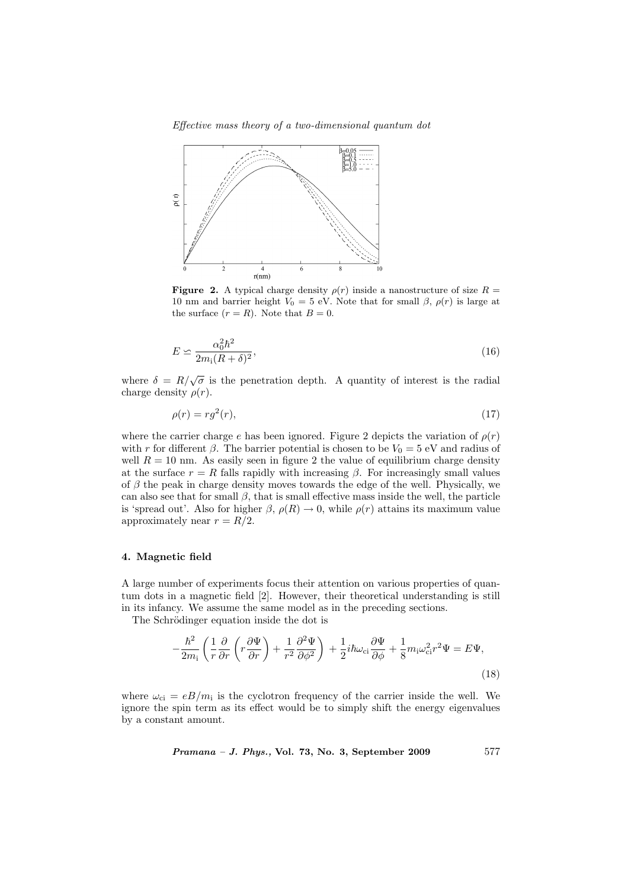**Figure 2.** A typical charge density $\rho(r)$ inside a nanostructure of size $R = 10$ nm and barrier height $V_0 = 5$ eV. Note that for small $\beta$, $\rho(r)$ is large at the surface ($r = R$). Note that $B = 0$.

$$E \backsimeq \frac{\alpha_0^2 \hbar^2}{2m_{\rm i}(R+\delta)^2}, \tag{16}$$

where $\delta = R/\sqrt{\sigma}$ is the penetration depth. A quantity of interest is the radial charge density $\rho(r)$.

$$\rho(r) = r g^2(r), \tag{17}$$

where the carrier charge $e$ has been ignored. Figure 2 depicts the variation of $\rho(r)$ with $r$ for different $\beta$. The barrier potential is chosen to be $V_0 = 5$ eV and radius of well $R = 10$ nm. As easily seen in figure 2 the value of equilibrium charge density at the surface $r = R$ falls rapidly with increasing $\beta$. For increasingly small values of $\beta$ the peak in charge density moves towards the edge of the well. Physically, we can also see that for small $\beta$, that is small effective mass inside the well, the particle is 'spread out'. Also for higher $\beta$, $\rho(R) \to 0$, while $\rho(r)$ attains its maximum value approximately near $r = R/2$.

## 4. Magnetic field

A large number of experiments focus their attention on various properties of quantum dots in a magnetic field [2]. However, their theoretical understanding is still in its infancy. We assume the same model as in the preceding sections.

The Schrödinger equation inside the dot is

$$-\frac{\hbar^2}{2m_{\rm i}}\left(\frac{1}{r}\frac{\partial}{\partial r}\left(r\frac{\partial \Psi}{\partial r}\right) + \frac{1}{r^2}\frac{\partial^2 \Psi}{\partial \phi^2}\right) + \frac{1}{2}i\hbar\omega_{\rm ci}\frac{\partial \Psi}{\partial \phi} + \frac{1}{8}m_{\rm i}\omega_{\rm ci}^2 r^2 \Psi = E\Psi, \tag{18}$$

where $\omega_{\rm ci} = eB/m_{\rm i}$ is the cyclotron frequency of the carrier inside the well. We ignore the spin term as its effect would be to simply shift the energy eigenvalues by a constant amount.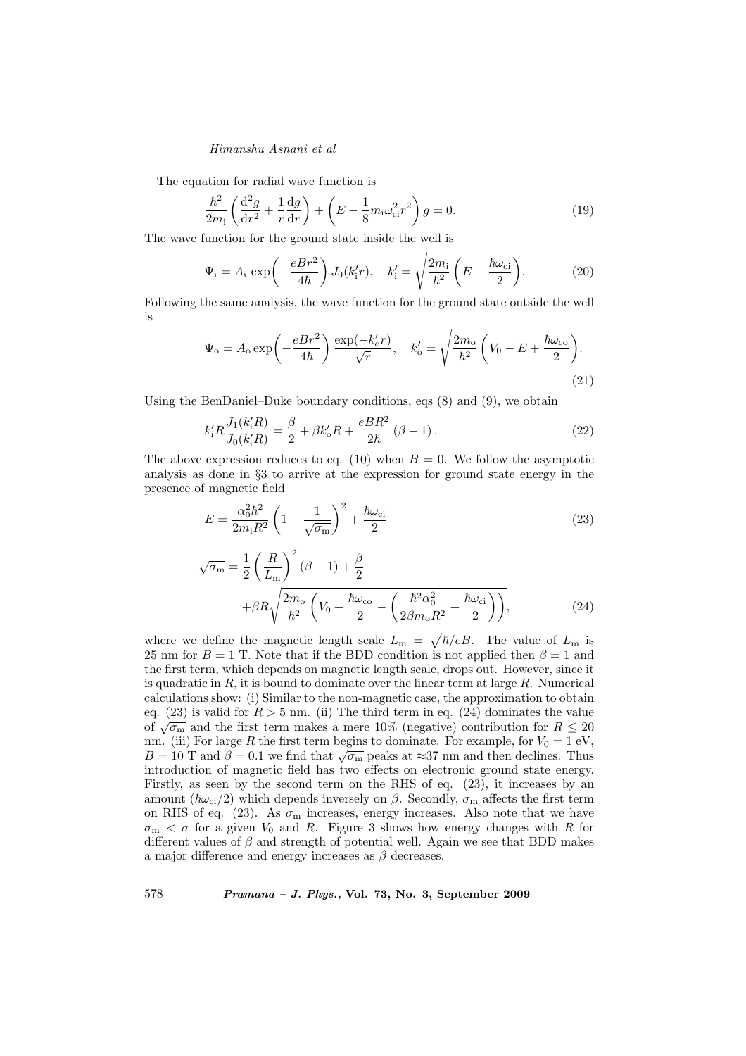The equation for radial wave function is

$$\frac{\hbar^2}{2m_\mathrm{i}}\left(\frac{\mathrm{d}^2 g}{\mathrm{d}r^2}+\frac{1}{r}\frac{\mathrm{d}g}{\mathrm{d}r}\right)+\left(E-\frac{1}{8}m_\mathrm{i}\omega_\mathrm{ci}^2 r^2\right)g=0. \tag{19}$$

The wave function for the ground state inside the well is

$$\Psi_\mathrm{i}=A_\mathrm{i}\exp\!\left(-\frac{eBr^2}{4\hbar}\right)J_0(k_\mathrm{i}'r),\quad k_\mathrm{i}'=\sqrt{\frac{2m_\mathrm{i}}{\hbar^2}\left(E-\frac{\hbar\omega_\mathrm{ci}}{2}\right)}. \tag{20}$$

Following the same analysis, the wave function for the ground state outside the well is

$$\Psi_\mathrm{o}=A_\mathrm{o}\exp\!\left(-\frac{eBr^2}{4\hbar}\right)\frac{\exp(-k_\mathrm{o}'r)}{\sqrt{r}},\quad k_\mathrm{o}'=\sqrt{\frac{2m_\mathrm{o}}{\hbar^2}\left(V_0-E+\frac{\hbar\omega_\mathrm{co}}{2}\right)}. \tag{21}$$

Using the BenDaniel–Duke boundary conditions, eqs (8) and (9), we obtain

$$k_\mathrm{i}'R\frac{J_1(k_\mathrm{i}'R)}{J_0(k_\mathrm{i}'R)}=\frac{\beta}{2}+\beta k_\mathrm{o}'R+\frac{eBR^2}{2\hbar}\left(\beta-1\right). \tag{22}$$

The above expression reduces to eq. (10) when $B=0$. We follow the asymptotic analysis as done in §3 to arrive at the expression for ground state energy in the presence of magnetic field

$$E=\frac{\alpha_0^2\hbar^2}{2m_\mathrm{i}R^2}\left(1-\frac{1}{\sqrt{\sigma_\mathrm{m}}}\right)^2+\frac{\hbar\omega_\mathrm{ci}}{2} \tag{23}$$

$$\sqrt{\sigma_\mathrm{m}}=\frac{1}{2}\left(\frac{R}{L_\mathrm{m}}\right)^2(\beta-1)+\frac{\beta}{2}+\beta R\sqrt{\frac{2m_\mathrm{o}}{\hbar^2}\left(V_0+\frac{\hbar\omega_\mathrm{co}}{2}-\left(\frac{\hbar^2\alpha_0^2}{2\beta m_\mathrm{o}R^2}+\frac{\hbar\omega_\mathrm{ci}}{2}\right)\right)}, \tag{24}$$

where we define the magnetic length scale $L_\mathrm{m}=\sqrt{\hbar/eB}$. The value of $L_\mathrm{m}$ is 25 nm for $B=1$ T. Note that if the BDD condition is not applied then $\beta=1$ and the first term, which depends on magnetic length scale, drops out. However, since it is quadratic in $R$, it is bound to dominate over the linear term at large $R$. Numerical calculations show: (i) Similar to the non-magnetic case, the approximation to obtain eq. (23) is valid for $R>5$ nm. (ii) The third term in eq. (24) dominates the value of $\sqrt{\sigma_\mathrm{m}}$ and the first term makes a mere 10% (negative) contribution for $R\le 20$ nm. (iii) For large $R$ the first term begins to dominate. For example, for $V_0=1$ eV, $B=10$ T and $\beta=0.1$ we find that $\sqrt{\sigma_\mathrm{m}}$ peaks at ≈37 nm and then declines. Thus introduction of magnetic field has two effects on electronic ground state energy. Firstly, as seen by the second term on the RHS of eq. (23), it increases by an amount ($\hbar\omega_\mathrm{ci}/2$) which depends inversely on $\beta$. Secondly, $\sigma_\mathrm{m}$ affects the first term on RHS of eq. (23). As $\sigma_\mathrm{m}$ increases, energy increases. Also note that we have $\sigma_\mathrm{m}<\sigma$ for a given $V_0$ and $R$. Figure 3 shows how energy changes with $R$ for different values of $\beta$ and strength of potential well. Again we see that BDD makes a major difference and energy increases as $\beta$ decreases.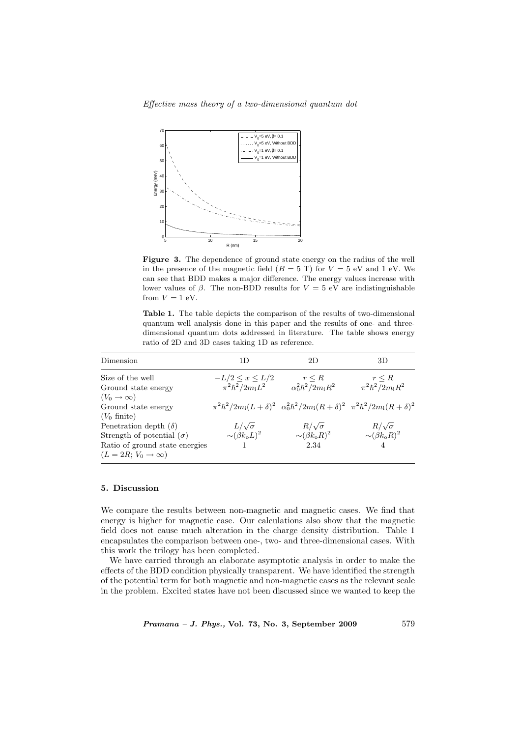**Figure 3.** The dependence of ground state energy on the radius of the well in the presence of the magnetic field ($B = 5$ T) for $V = 5$ eV and 1 eV. We can see that BDD makes a major difference. The energy values increase with lower values of $\beta$. The non-BDD results for $V = 5$ eV are indistinguishable from $V = 1$ eV.

**Table 1.** The table depicts the comparison of the results of two-dimensional quantum well analysis done in this paper and the results of one- and three-dimensional quantum dots addressed in literature. The table shows energy ratio of 2D and 3D cases taking 1D as reference.

| Dimension | 1D | 2D | 3D |
|---|---|---|---|
| Size of the well | $-L/2 \le x \le L/2$ | $r \le R$ | $r \le R$ |
| Ground state energy ($V_0 \to \infty$) | $\pi^2\hbar^2/2m_{\rm i}L^2$ | $\alpha_0^2\hbar^2/2m_{\rm i}R^2$ | $\pi^2\hbar^2/2m_{\rm i}R^2$ |
| Ground state energy ($V_0$ finite) | $\pi^2\hbar^2/2m_{\rm i}(L+\delta)^2$ | $\alpha_0^2\hbar^2/2m_{\rm i}(R+\delta)^2$ | $\pi^2\hbar^2/2m_{\rm i}(R+\delta)^2$ |
| Penetration depth ($\delta$) | $L/\sqrt{\sigma}$ | $R/\sqrt{\sigma}$ | $R/\sqrt{\sigma}$ |
| Strength of potential ($\sigma$) | $\sim(\beta k_{\rm o}L)^2$ | $\sim(\beta k_{\rm o}R)^2$ | $\sim(\beta k_{\rm o}R)^2$ |
| Ratio of ground state energies ($L = 2R$; $V_0 \to \infty$) | 1 | 2.34 | 4 |

## 5. Discussion

We compare the results between non-magnetic and magnetic cases. We find that energy is higher for magnetic case. Our calculations also show that the magnetic field does not cause much alteration in the charge density distribution. Table 1 encapsulates the comparison between one-, two- and three-dimensional cases. With this work the trilogy has been completed.

We have carried through an elaborate asymptotic analysis in order to make the effects of the BDD condition physically transparent. We have identified the strength of the potential term for both magnetic and non-magnetic cases as the relevant scale in the problem. Excited states have not been discussed since we wanted to keep the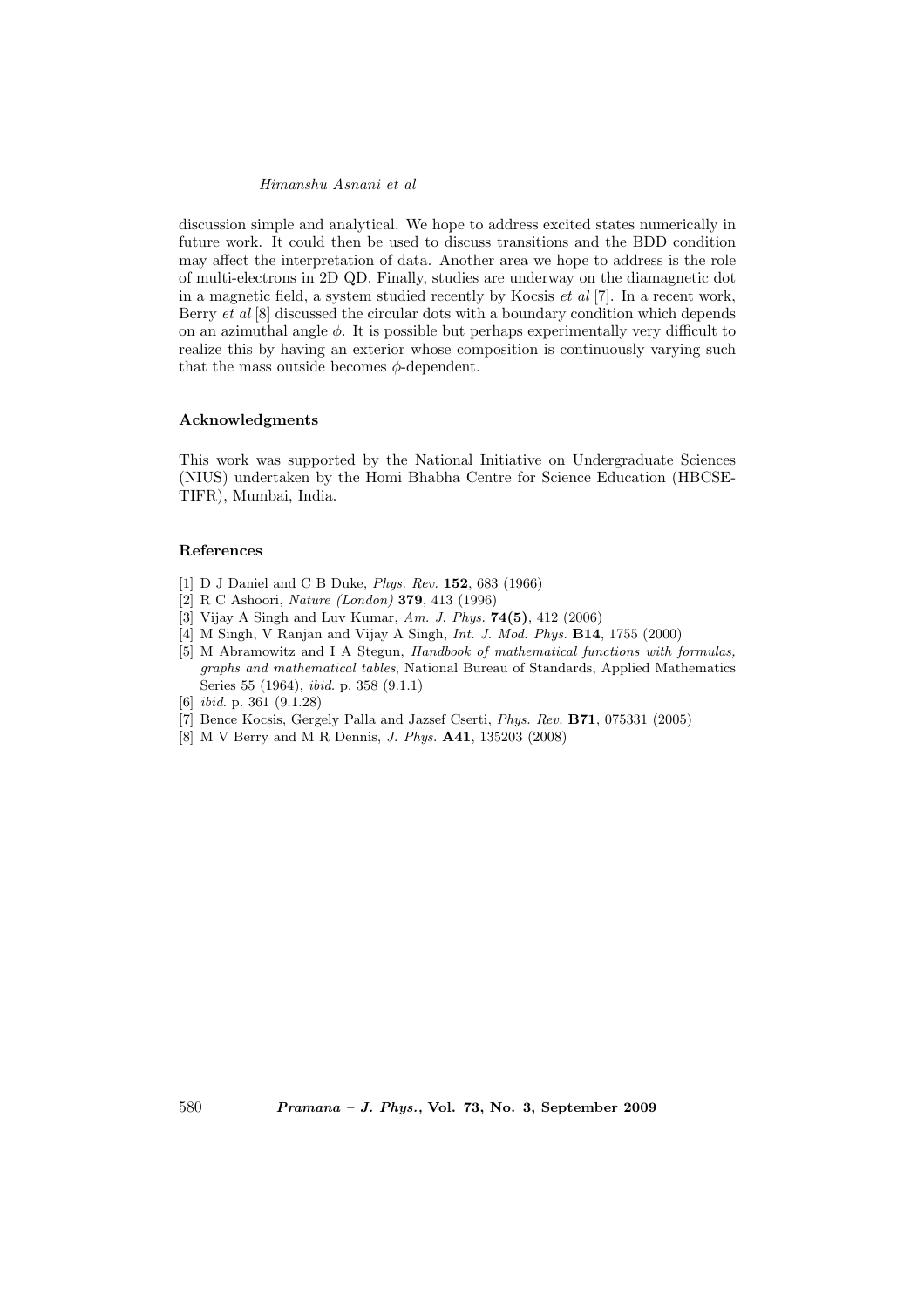discussion simple and analytical. We hope to address excited states numerically in future work. It could then be used to discuss transitions and the BDD condition may affect the interpretation of data. Another area we hope to address is the role of multi-electrons in 2D QD. Finally, studies are underway on the diamagnetic dot in a magnetic field, a system studied recently by Kocsis *et al* [7]. In a recent work, Berry *et al* [8] discussed the circular dots with a boundary condition which depends on an azimuthal angle $\phi$. It is possible but perhaps experimentally very difficult to realize this by having an exterior whose composition is continuously varying such that the mass outside becomes $\phi$-dependent.

### Acknowledgments

This work was supported by the National Initiative on Undergraduate Sciences (NIUS) undertaken by the Homi Bhabha Centre for Science Education (HBCSE-TIFR), Mumbai, India.

### References

[1] D J Daniel and C B Duke, *Phys. Rev.* **152**, 683 (1966)

[2] R C Ashoori, *Nature (London)* **379**, 413 (1996)

[3] Vijay A Singh and Luv Kumar, *Am. J. Phys.* **74(5)**, 412 (2006)

[4] M Singh, V Ranjan and Vijay A Singh, *Int. J. Mod. Phys.* **B14**, 1755 (2000)

[5] M Abramowitz and I A Stegun, *Handbook of mathematical functions with formulas, graphs and mathematical tables*, National Bureau of Standards, Applied Mathematics Series 55 (1964), *ibid*. p. 358 (9.1.1)

[6] *ibid*. p. 361 (9.1.28)

[7] Bence Kocsis, Gergely Palla and Jazsef Cserti, *Phys. Rev.* **B71**, 075331 (2005)

[8] M V Berry and M R Dennis, *J. Phys.* **A41**, 135203 (2008)